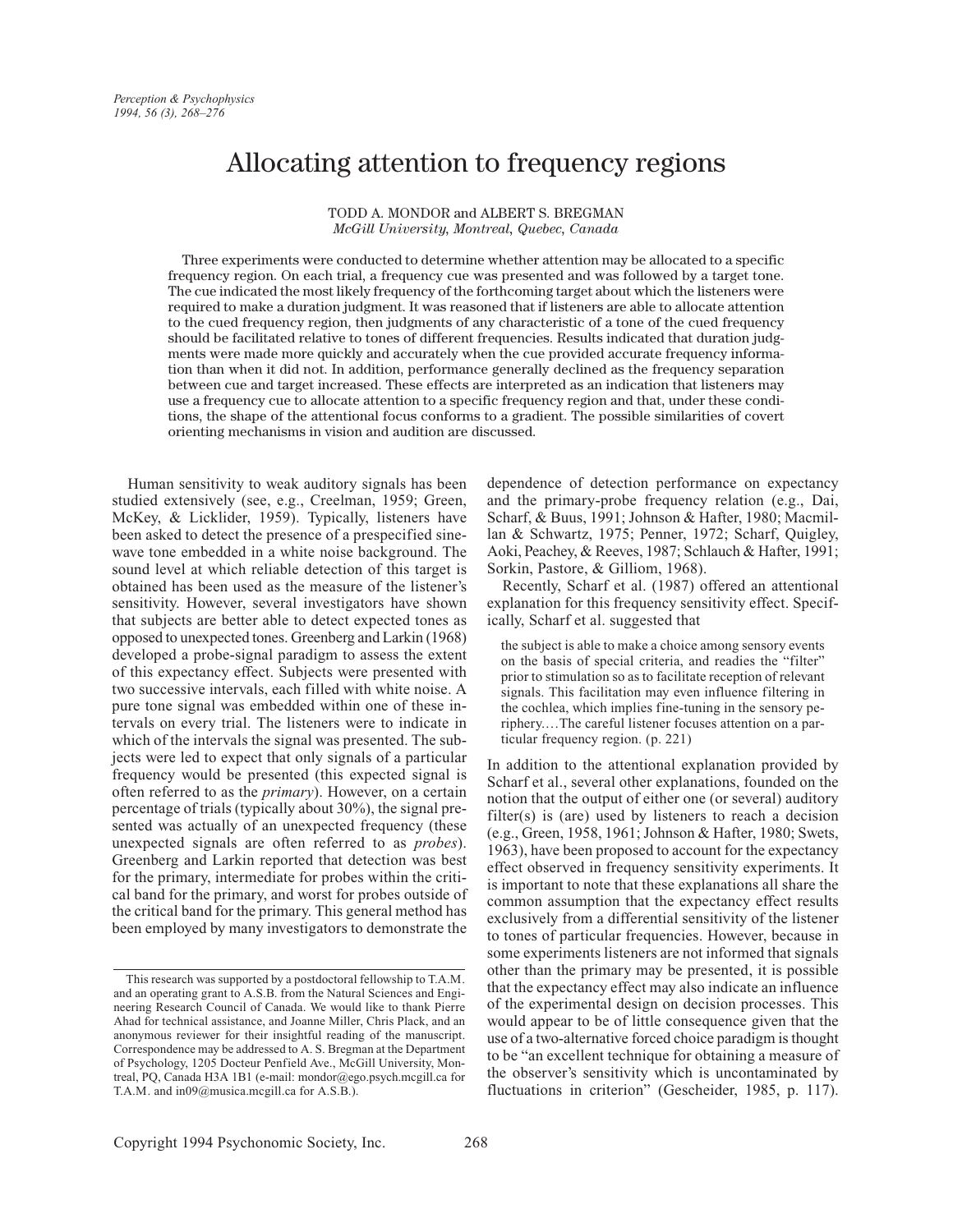# Allocating attention to frequency regions

TODD A. MONDOR and ALBERT S. BREGMAN
*McGill University, Montreal, Quebec, Canada*

Three experiments were conducted to determine whether attention may be allocated to a specific frequency region. On each trial, a frequency cue was presented and was followed by a target tone. The cue indicated the most likely frequency of the forthcoming target about which the listeners were required to make a duration judgment. It was reasoned that if listeners are able to allocate attention to the cued frequency region, then judgments of any characteristic of a tone of the cued frequency should be facilitated relative to tones of different frequencies. Results indicated that duration judgments were made more quickly and accurately when the cue provided accurate frequency information than when it did not. In addition, performance generally declined as the frequency separation between cue and target increased. These effects are interpreted as an indication that listeners may use a frequency cue to allocate attention to a specific frequency region and that, under these conditions, the shape of the attentional focus conforms to a gradient. The possible similarities of covert orienting mechanisms in vision and audition are discussed.

Human sensitivity to weak auditory signals has been studied extensively (see, e.g., Creelman, 1959; Green, McKey, & Licklider, 1959). Typically, listeners have been asked to detect the presence of a prespecified sine-wave tone embedded in a white noise background. The sound level at which reliable detection of this target is obtained has been used as the measure of the listener's sensitivity. However, several investigators have shown that subjects are better able to detect expected tones as opposed to unexpected tones. Greenberg and Larkin (1968) developed a probe-signal paradigm to assess the extent of this expectancy effect. Subjects were presented with two successive intervals, each filled with white noise. A pure tone signal was embedded within one of these intervals on every trial. The listeners were to indicate in which of the intervals the signal was presented. The subjects were led to expect that only signals of a particular frequency would be presented (this expected signal is often referred to as the *primary*). However, on a certain percentage of trials (typically about 30%), the signal presented was actually of an unexpected frequency (these unexpected signals are often referred to as *probes*). Greenberg and Larkin reported that detection was best for the primary, intermediate for probes within the critical band for the primary, and worst for probes outside of the critical band for the primary. This general method has been employed by many investigators to demonstrate the dependence of detection performance on expectancy and the primary-probe frequency relation (e.g., Dai, Scharf, & Buus, 1991; Johnson & Hafter, 1980; Macmillan & Schwartz, 1975; Penner, 1972; Scharf, Quigley, Aoki, Peachey, & Reeves, 1987; Schlauch & Hafter, 1991; Sorkin, Pastore, & Gilliom, 1968).

Recently, Scharf et al. (1987) offered an attentional explanation for this frequency sensitivity effect. Specifically, Scharf et al. suggested that

> the subject is able to make a choice among sensory events on the basis of special criteria, and readies the "filter" prior to stimulation so as to facilitate reception of relevant signals. This facilitation may even influence filtering in the cochlea, which implies fine-tuning in the sensory periphery.…The careful listener focuses attention on a particular frequency region. (p. 221)

In addition to the attentional explanation provided by Scharf et al., several other explanations, founded on the notion that the output of either one (or several) auditory filter(s) is (are) used by listeners to reach a decision (e.g., Green, 1958, 1961; Johnson & Hafter, 1980; Swets, 1963), have been proposed to account for the expectancy effect observed in frequency sensitivity experiments. It is important to note that these explanations all share the common assumption that the expectancy effect results exclusively from a differential sensitivity of the listener to tones of particular frequencies. However, because in some experiments listeners are not informed that signals other than the primary may be presented, it is possible that the expectancy effect may also indicate an influence of the experimental design on decision processes. This would appear to be of little consequence given that the use of a two-alternative forced choice paradigm is thought to be "an excellent technique for obtaining a measure of the observer's sensitivity which is uncontaminated by fluctuations in criterion" (Gescheider, 1985, p. 117).

---

This research was supported by a postdoctoral fellowship to T.A.M. and an operating grant to A.S.B. from the Natural Sciences and Engineering Research Council of Canada. We would like to thank Pierre Ahad for technical assistance, and Joanne Miller, Chris Plack, and an anonymous reviewer for their insightful reading of the manuscript. Correspondence may be addressed to A. S. Bregman at the Department of Psychology, 1205 Docteur Penfield Ave., McGill University, Montreal, PQ, Canada H3A 1B1 (e-mail: mondor@ego.psych.mcgill.ca for T.A.M. and in09@musica.mcgill.ca for A.S.B.).

Copyright 1994 Psychonomic Society, Inc.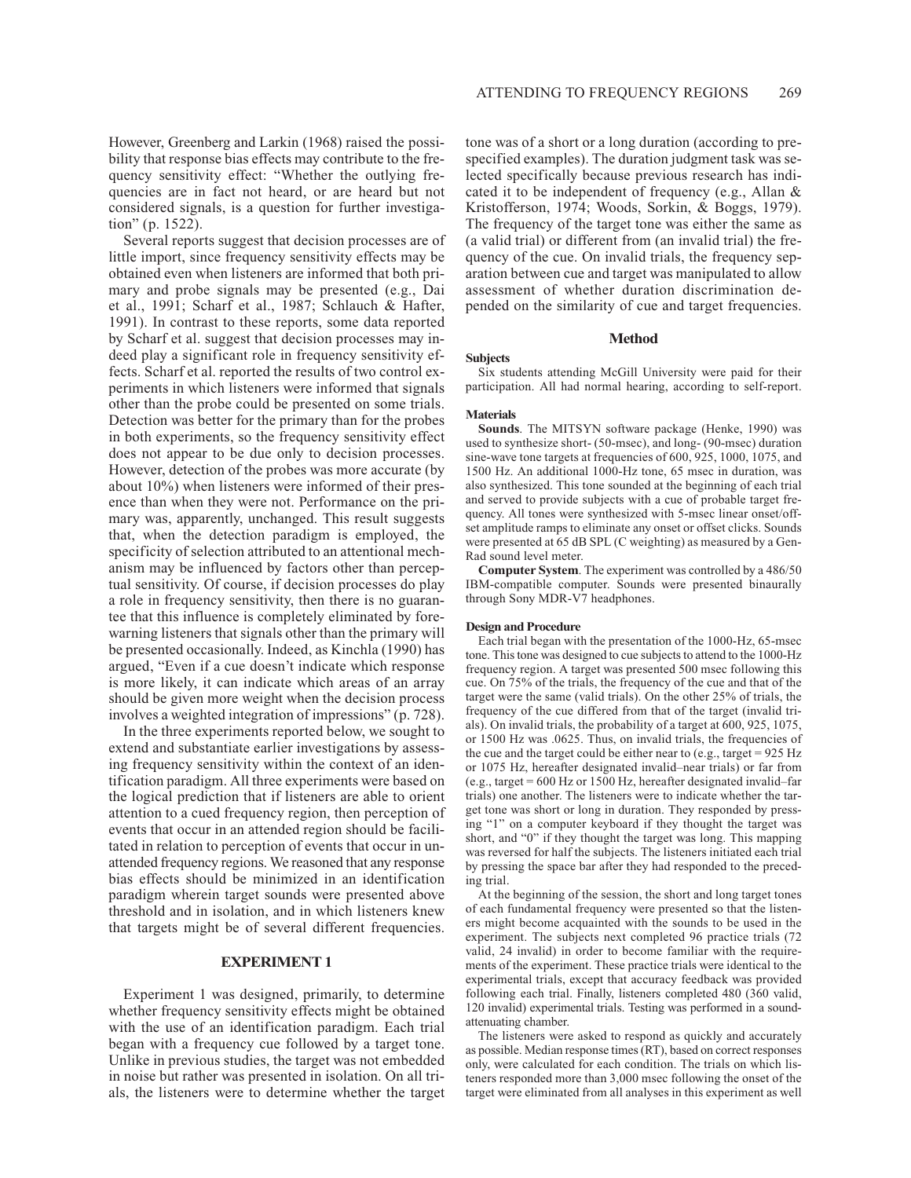However, Greenberg and Larkin (1968) raised the possibility that response bias effects may contribute to the frequency sensitivity effect: "Whether the outlying frequencies are in fact not heard, or are heard but not considered signals, is a question for further investigation" (p. 1522).

Several reports suggest that decision processes are of little import, since frequency sensitivity effects may be obtained even when listeners are informed that both primary and probe signals may be presented (e.g., Dai et al., 1991; Scharf et al., 1987; Schlauch & Hafter, 1991). In contrast to these reports, some data reported by Scharf et al. suggest that decision processes may indeed play a significant role in frequency sensitivity effects. Scharf et al. reported the results of two control experiments in which listeners were informed that signals other than the probe could be presented on some trials. Detection was better for the primary than for the probes in both experiments, so the frequency sensitivity effect does not appear to be due only to decision processes. However, detection of the probes was more accurate (by about 10%) when listeners were informed of their presence than when they were not. Performance on the primary was, apparently, unchanged. This result suggests that, when the detection paradigm is employed, the specificity of selection attributed to an attentional mechanism may be influenced by factors other than perceptual sensitivity. Of course, if decision processes do play a role in frequency sensitivity, then there is no guarantee that this influence is completely eliminated by forewarning listeners that signals other than the primary will be presented occasionally. Indeed, as Kinchla (1990) has argued, "Even if a cue doesn't indicate which response is more likely, it can indicate which areas of an array should be given more weight when the decision process involves a weighted integration of impressions" (p. 728).

In the three experiments reported below, we sought to extend and substantiate earlier investigations by assessing frequency sensitivity within the context of an identification paradigm. All three experiments were based on the logical prediction that if listeners are able to orient attention to a cued frequency region, then perception of events that occur in an attended region should be facilitated in relation to perception of events that occur in unattended frequency regions. We reasoned that any response bias effects should be minimized in an identification paradigm wherein target sounds were presented above threshold and in isolation, and in which listeners knew that targets might be of several different frequencies.

## EXPERIMENT 1

Experiment 1 was designed, primarily, to determine whether frequency sensitivity effects might be obtained with the use of an identification paradigm. Each trial began with a frequency cue followed by a target tone. Unlike in previous studies, the target was not embedded in noise but rather was presented in isolation. On all trials, the listeners were to determine whether the target tone was of a short or a long duration (according to prespecified examples). The duration judgment task was selected specifically because previous research has indicated it to be independent of frequency (e.g., Allan & Kristofferson, 1974; Woods, Sorkin, & Boggs, 1979). The frequency of the target tone was either the same as (a valid trial) or different from (an invalid trial) the frequency of the cue. On invalid trials, the frequency separation between cue and target was manipulated to allow assessment of whether duration discrimination depended on the similarity of cue and target frequencies.

### Method

#### Subjects

Six students attending McGill University were paid for their participation. All had normal hearing, according to self-report.

#### Materials

**Sounds**. The MITSYN software package (Henke, 1990) was used to synthesize short- (50-msec), and long- (90-msec) duration sine-wave tone targets at frequencies of 600, 925, 1000, 1075, and 1500 Hz. An additional 1000-Hz tone, 65 msec in duration, was also synthesized. This tone sounded at the beginning of each trial and served to provide subjects with a cue of probable target frequency. All tones were synthesized with 5-msec linear onset/offset amplitude ramps to eliminate any onset or offset clicks. Sounds were presented at 65 dB SPL (C weighting) as measured by a GenRad sound level meter.

**Computer System**. The experiment was controlled by a 486/50 IBM-compatible computer. Sounds were presented binaurally through Sony MDR-V7 headphones.

#### Design and Procedure

Each trial began with the presentation of the 1000-Hz, 65-msec tone. This tone was designed to cue subjects to attend to the 1000-Hz frequency region. A target was presented 500 msec following this cue. On 75% of the trials, the frequency of the cue and that of the target were the same (valid trials). On the other 25% of trials, the frequency of the cue differed from that of the target (invalid trials). On invalid trials, the probability of a target at 600, 925, 1075, or 1500 Hz was .0625. Thus, on invalid trials, the frequencies of the cue and the target could be either near to (e.g., target = 925 Hz or 1075 Hz, hereafter designated invalid–near trials) or far from (e.g., target = 600 Hz or 1500 Hz, hereafter designated invalid–far trials) one another. The listeners were to indicate whether the target tone was short or long in duration. They responded by pressing "1" on a computer keyboard if they thought the target was short, and "0" if they thought the target was long. This mapping was reversed for half the subjects. The listeners initiated each trial by pressing the space bar after they had responded to the preceding trial.

At the beginning of the session, the short and long target tones of each fundamental frequency were presented so that the listeners might become acquainted with the sounds to be used in the experiment. The subjects next completed 96 practice trials (72 valid, 24 invalid) in order to become familiar with the requirements of the experiment. These practice trials were identical to the experimental trials, except that accuracy feedback was provided following each trial. Finally, listeners completed 480 (360 valid, 120 invalid) experimental trials. Testing was performed in a sound-attenuating chamber.

The listeners were asked to respond as quickly and accurately as possible. Median response times (RT), based on correct responses only, were calculated for each condition. The trials on which listeners responded more than 3,000 msec following the onset of the target were eliminated from all analyses in this experiment as well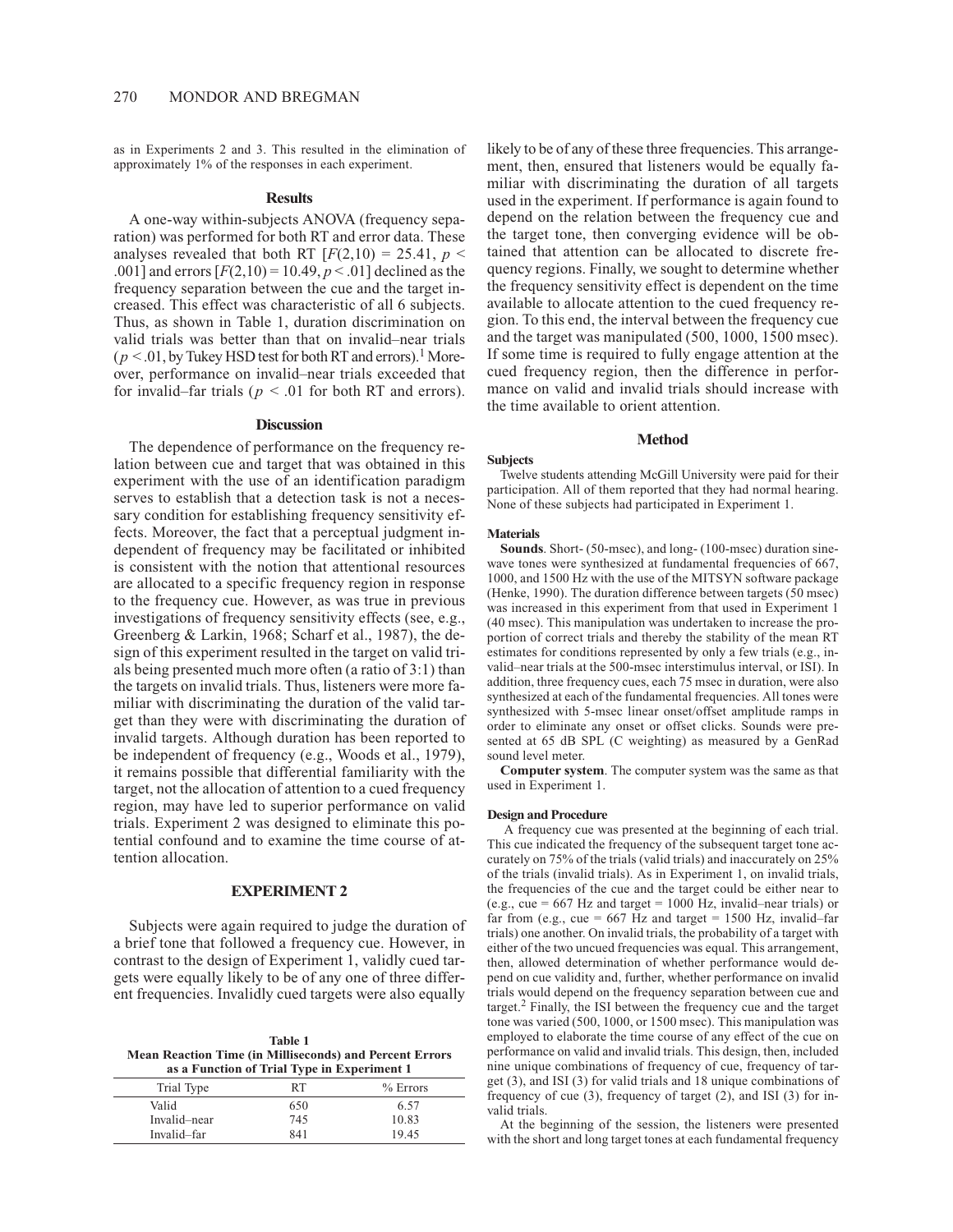as in Experiments 2 and 3. This resulted in the elimination of approximately 1% of the responses in each experiment.

### Results

A one-way within-subjects ANOVA (frequency separation) was performed for both RT and error data. These analyses revealed that both RT [$F(2,10) = 25.41$, $p < .001$] and errors [$F(2,10) = 10.49$, $p < .01$] declined as the frequency separation between the cue and the target increased. This effect was characteristic of all 6 subjects. Thus, as shown in Table 1, duration discrimination on valid trials was better than that on invalid–near trials ($p < .01$, by Tukey HSD test for both RT and errors).[1] Moreover, performance on invalid–near trials exceeded that for invalid–far trials ($p < .01$ for both RT and errors).

### Discussion

The dependence of performance on the frequency relation between cue and target that was obtained in this experiment with the use of an identification paradigm serves to establish that a detection task is not a necessary condition for establishing frequency sensitivity effects. Moreover, the fact that a perceptual judgment independent of frequency may be facilitated or inhibited is consistent with the notion that attentional resources are allocated to a specific frequency region in response to the frequency cue. However, as was true in previous investigations of frequency sensitivity effects (see, e.g., Greenberg & Larkin, 1968; Scharf et al., 1987), the design of this experiment resulted in the target on valid trials being presented much more often (a ratio of 3:1) than the targets on invalid trials. Thus, listeners were more familiar with discriminating the duration of the valid target than they were with discriminating the duration of invalid targets. Although duration has been reported to be independent of frequency (e.g., Woods et al., 1979), it remains possible that differential familiarity with the target, not the allocation of attention to a cued frequency region, may have led to superior performance on valid trials. Experiment 2 was designed to eliminate this potential confound and to examine the time course of attention allocation.

## EXPERIMENT 2

Subjects were again required to judge the duration of a brief tone that followed a frequency cue. However, in contrast to the design of Experiment 1, validly cued targets were equally likely to be of any one of three different frequencies. Invalidly cued targets were also equally likely to be of any of these three frequencies. This arrangement, then, ensured that listeners would be equally familiar with discriminating the duration of all targets used in the experiment. If performance is again found to depend on the relation between the frequency cue and the target tone, then converging evidence will be obtained that attention can be allocated to discrete frequency regions. Finally, we sought to determine whether the frequency sensitivity effect is dependent on the time available to allocate attention to the cued frequency region. To this end, the interval between the frequency cue and the target was manipulated (500, 1000, 1500 msec). If some time is required to fully engage attention at the cued frequency region, then the difference in performance on valid and invalid trials should increase with the time available to orient attention.

**Table 1**
**Mean Reaction Time (in Milliseconds) and Percent Errors as a Function of Trial Type in Experiment 1**

| Trial Type | RT | % Errors |
|---|---|---|
| Valid | 650 | 6.57 |
| Invalid–near | 745 | 10.83 |
| Invalid–far | 841 | 19.45 |

### Method

#### Subjects

Twelve students attending McGill University were paid for their participation. All of them reported that they had normal hearing. None of these subjects had participated in Experiment 1.

#### Materials

**Sounds**. Short- (50-msec), and long- (100-msec) duration sinewave tones were synthesized at fundamental frequencies of 667, 1000, and 1500 Hz with the use of the MITSYN software package (Henke, 1990). The duration difference between targets (50 msec) was increased in this experiment from that used in Experiment 1 (40 msec). This manipulation was undertaken to increase the proportion of correct trials and thereby the stability of the mean RT estimates for conditions represented by only a few trials (e.g., invalid–near trials at the 500-msec interstimulus interval, or ISI). In addition, three frequency cues, each 75 msec in duration, were also synthesized at each of the fundamental frequencies. All tones were synthesized with 5-msec linear onset/offset amplitude ramps in order to eliminate any onset or offset clicks. Sounds were presented at 65 dB SPL (C weighting) as measured by a GenRad sound level meter.

**Computer system**. The computer system was the same as that used in Experiment 1.

#### Design and Procedure

A frequency cue was presented at the beginning of each trial. This cue indicated the frequency of the subsequent target tone accurately on 75% of the trials (valid trials) and inaccurately on 25% of the trials (invalid trials). As in Experiment 1, on invalid trials, the frequencies of the cue and the target could be either near to (e.g., cue = 667 Hz and target = 1000 Hz, invalid–near trials) or far from (e.g., cue = 667 Hz and target = 1500 Hz, invalid–far trials) one another. On invalid trials, the probability of a target with either of the two uncued frequencies was equal. This arrangement, then, allowed determination of whether performance would depend on cue validity and, further, whether performance on invalid trials would depend on the frequency separation between cue and target.[2] Finally, the ISI between the frequency cue and the target tone was varied (500, 1000, or 1500 msec). This manipulation was employed to elaborate the time course of any effect of the cue on performance on valid and invalid trials. This design, then, included nine unique combinations of frequency of cue, frequency of target (3), and ISI (3) for valid trials and 18 unique combinations of frequency of cue (3), frequency of target (2), and ISI (3) for invalid trials.

At the beginning of the session, the listeners were presented with the short and long target tones at each fundamental frequency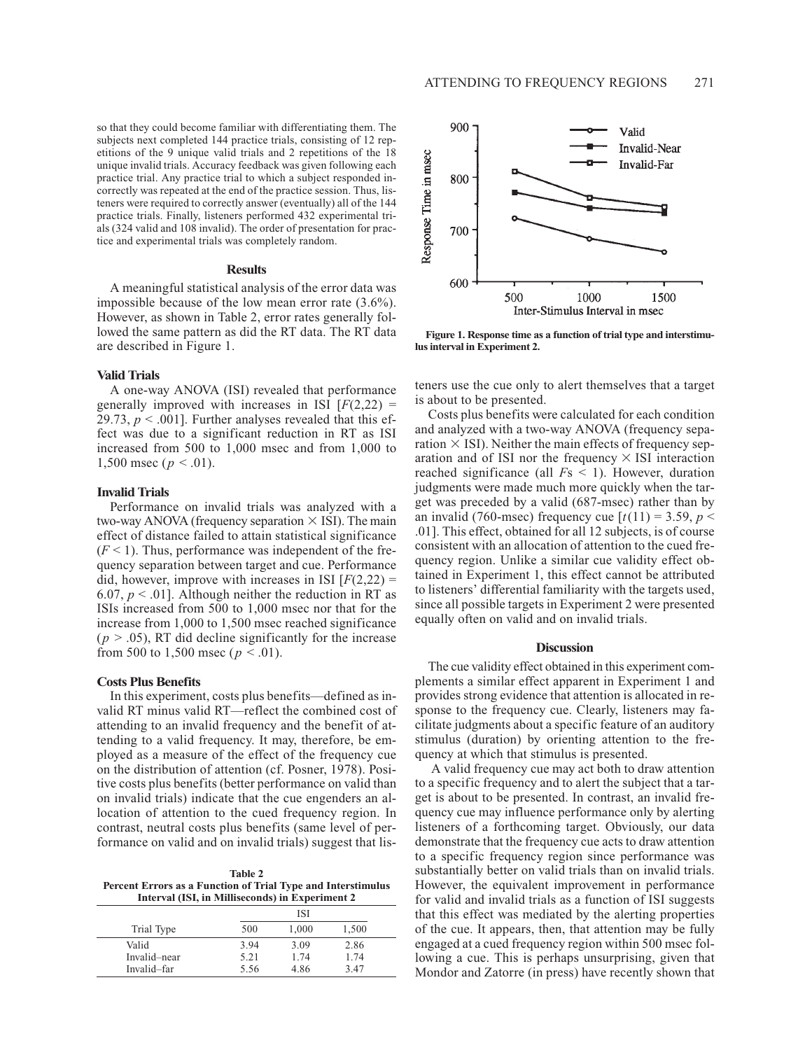so that they could become familiar with differentiating them. The subjects next completed 144 practice trials, consisting of 12 repetitions of the 9 unique valid trials and 2 repetitions of the 18 unique invalid trials. Accuracy feedback was given following each practice trial. Any practice trial to which a subject responded incorrectly was repeated at the end of the practice session. Thus, listeners were required to correctly answer (eventually) all of the 144 practice trials. Finally, listeners performed 432 experimental trials (324 valid and 108 invalid). The order of presentation for practice and experimental trials was completely random.

## Results

A meaningful statistical analysis of the error data was impossible because of the low mean error rate (3.6%). However, as shown in Table 2, error rates generally followed the same pattern as did the RT data. The RT data are described in Figure 1.

### Valid Trials

A one-way ANOVA (ISI) revealed that performance generally improved with increases in ISI [$F(2,22) = 29.73$, $p < .001$]. Further analyses revealed that this effect was due to a significant reduction in RT as ISI increased from 500 to 1,000 msec and from 1,000 to 1,500 msec ($p < .01$).

### Invalid Trials

Performance on invalid trials was analyzed with a two-way ANOVA (frequency separation × ISI). The main effect of distance failed to attain statistical significance ($F < 1$). Thus, performance was independent of the frequency separation between target and cue. Performance did, however, improve with increases in ISI [$F(2,22) = 6.07$, $p < .01$]. Although neither the reduction in RT as ISIs increased from 500 to 1,000 msec nor that for the increase from 1,000 to 1,500 msec reached significance ($p > .05$), RT did decline significantly for the increase from 500 to 1,500 msec ($p < .01$).

### Costs Plus Benefits

In this experiment, costs plus benefits—defined as invalid RT minus valid RT—reflect the combined cost of attending to an invalid frequency and the benefit of attending to a valid frequency. It may, therefore, be employed as a measure of the effect of the frequency cue on the distribution of attention (cf. Posner, 1978). Positive costs plus benefits (better performance on valid than on invalid trials) indicate that the cue engenders an allocation of attention to the cued frequency region. In contrast, neutral costs plus benefits (same level of performance on valid and on invalid trials) suggest that listeners use the cue only to alert themselves that a target is about to be presented.

**Table 2**
**Percent Errors as a Function of Trial Type and Interstimulus Interval (ISI, in Milliseconds) in Experiment 2**

| Trial Type | ISI | | |
|---|---|---|---|
| | 500 | 1,000 | 1,500 |
| Valid | 3.94 | 3.09 | 2.86 |
| Invalid–near | 5.21 | 1.74 | 1.74 |
| Invalid–far | 5.56 | 4.86 | 3.47 |

**Figure 1. Response time as a function of trial type and interstimulus interval in Experiment 2.**

Costs plus benefits were calculated for each condition and analyzed with a two-way ANOVA (frequency separation × ISI). Neither the main effects of frequency separation and of ISI nor the frequency × ISI interaction reached significance (all $F$s < 1). However, duration judgments were made much more quickly when the target was preceded by a valid (687-msec) rather than by an invalid (760-msec) frequency cue [$t(11) = 3.59$, $p < .01$]. This effect, obtained for all 12 subjects, is of course consistent with an allocation of attention to the cued frequency region. Unlike a similar cue validity effect obtained in Experiment 1, this effect cannot be attributed to listeners' differential familiarity with the targets used, since all possible targets in Experiment 2 were presented equally often on valid and on invalid trials.

## Discussion

The cue validity effect obtained in this experiment complements a similar effect apparent in Experiment 1 and provides strong evidence that attention is allocated in response to the frequency cue. Clearly, listeners may facilitate judgments about a specific feature of an auditory stimulus (duration) by orienting attention to the frequency at which that stimulus is presented.

A valid frequency cue may act both to draw attention to a specific frequency and to alert the subject that a target is about to be presented. In contrast, an invalid frequency cue may influence performance only by alerting listeners of a forthcoming target. Obviously, our data demonstrate that the frequency cue acts to draw attention to a specific frequency region since performance was substantially better on valid trials than on invalid trials. However, the equivalent improvement in performance for valid and invalid trials as a function of ISI suggests that this effect was mediated by the alerting properties of the cue. It appears, then, that attention may be fully engaged at a cued frequency region within 500 msec following a cue. This is perhaps unsurprising, given that Mondor and Zatorre (in press) have recently shown that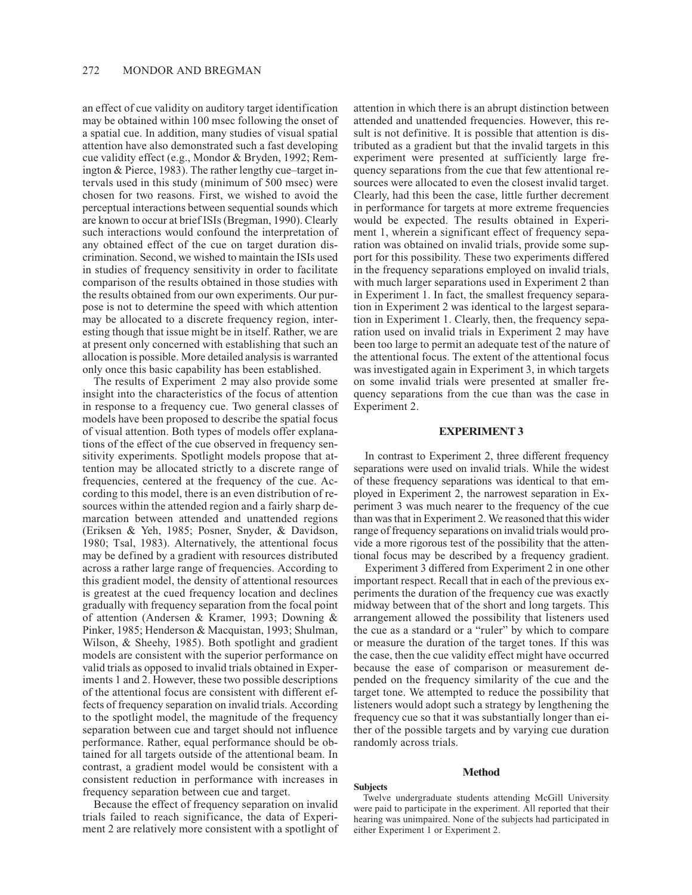an effect of cue validity on auditory target identification may be obtained within 100 msec following the onset of a spatial cue. In addition, many studies of visual spatial attention have also demonstrated such a fast developing cue validity effect (e.g., Mondor & Bryden, 1992; Remington & Pierce, 1983). The rather lengthy cue–target intervals used in this study (minimum of 500 msec) were chosen for two reasons. First, we wished to avoid the perceptual interactions between sequential sounds which are known to occur at brief ISIs (Bregman, 1990). Clearly such interactions would confound the interpretation of any obtained effect of the cue on target duration discrimination. Second, we wished to maintain the ISIs used in studies of frequency sensitivity in order to facilitate comparison of the results obtained in those studies with the results obtained from our own experiments. Our purpose is not to determine the speed with which attention may be allocated to a discrete frequency region, interesting though that issue might be in itself. Rather, we are at present only concerned with establishing that such an allocation is possible. More detailed analysis is warranted only once this basic capability has been established.

The results of Experiment 2 may also provide some insight into the characteristics of the focus of attention in response to a frequency cue. Two general classes of models have been proposed to describe the spatial focus of visual attention. Both types of models offer explanations of the effect of the cue observed in frequency sensitivity experiments. Spotlight models propose that attention may be allocated strictly to a discrete range of frequencies, centered at the frequency of the cue. According to this model, there is an even distribution of resources within the attended region and a fairly sharp demarcation between attended and unattended regions (Eriksen & Yeh, 1985; Posner, Snyder, & Davidson, 1980; Tsal, 1983). Alternatively, the attentional focus may be defined by a gradient with resources distributed across a rather large range of frequencies. According to this gradient model, the density of attentional resources is greatest at the cued frequency location and declines gradually with frequency separation from the focal point of attention (Andersen & Kramer, 1993; Downing & Pinker, 1985; Henderson & Macquistan, 1993; Shulman, Wilson, & Sheehy, 1985). Both spotlight and gradient models are consistent with the superior performance on valid trials as opposed to invalid trials obtained in Experiments 1 and 2. However, these two possible descriptions of the attentional focus are consistent with different effects of frequency separation on invalid trials. According to the spotlight model, the magnitude of the frequency separation between cue and target should not influence performance. Rather, equal performance should be obtained for all targets outside of the attentional beam. In contrast, a gradient model would be consistent with a consistent reduction in performance with increases in frequency separation between cue and target.

Because the effect of frequency separation on invalid trials failed to reach significance, the data of Experiment 2 are relatively more consistent with a spotlight of attention in which there is an abrupt distinction between attended and unattended frequencies. However, this result is not definitive. It is possible that attention is distributed as a gradient but that the invalid targets in this experiment were presented at sufficiently large frequency separations from the cue that few attentional resources were allocated to even the closest invalid target. Clearly, had this been the case, little further decrement in performance for targets at more extreme frequencies would be expected. The results obtained in Experiment 1, wherein a significant effect of frequency separation was obtained on invalid trials, provide some support for this possibility. These two experiments differed in the frequency separations employed on invalid trials, with much larger separations used in Experiment 2 than in Experiment 1. In fact, the smallest frequency separation in Experiment 2 was identical to the largest separation in Experiment 1. Clearly, then, the frequency separation used on invalid trials in Experiment 2 may have been too large to permit an adequate test of the nature of the attentional focus. The extent of the attentional focus was investigated again in Experiment 3, in which targets on some invalid trials were presented at smaller frequency separations from the cue than was the case in Experiment 2.

## EXPERIMENT 3

In contrast to Experiment 2, three different frequency separations were used on invalid trials. While the widest of these frequency separations was identical to that employed in Experiment 2, the narrowest separation in Experiment 3 was much nearer to the frequency of the cue than was that in Experiment 2. We reasoned that this wider range of frequency separations on invalid trials would provide a more rigorous test of the possibility that the attentional focus may be described by a frequency gradient.

Experiment 3 differed from Experiment 2 in one other important respect. Recall that in each of the previous experiments the duration of the frequency cue was exactly midway between that of the short and long targets. This arrangement allowed the possibility that listeners used the cue as a standard or a "ruler" by which to compare or measure the duration of the target tones. If this was the case, then the cue validity effect might have occurred because the ease of comparison or measurement depended on the frequency similarity of the cue and the target tone. We attempted to reduce the possibility that listeners would adopt such a strategy by lengthening the frequency cue so that it was substantially longer than either of the possible targets and by varying cue duration randomly across trials.

### Method

#### Subjects

Twelve undergraduate students attending McGill University were paid to participate in the experiment. All reported that their hearing was unimpaired. None of the subjects had participated in either Experiment 1 or Experiment 2.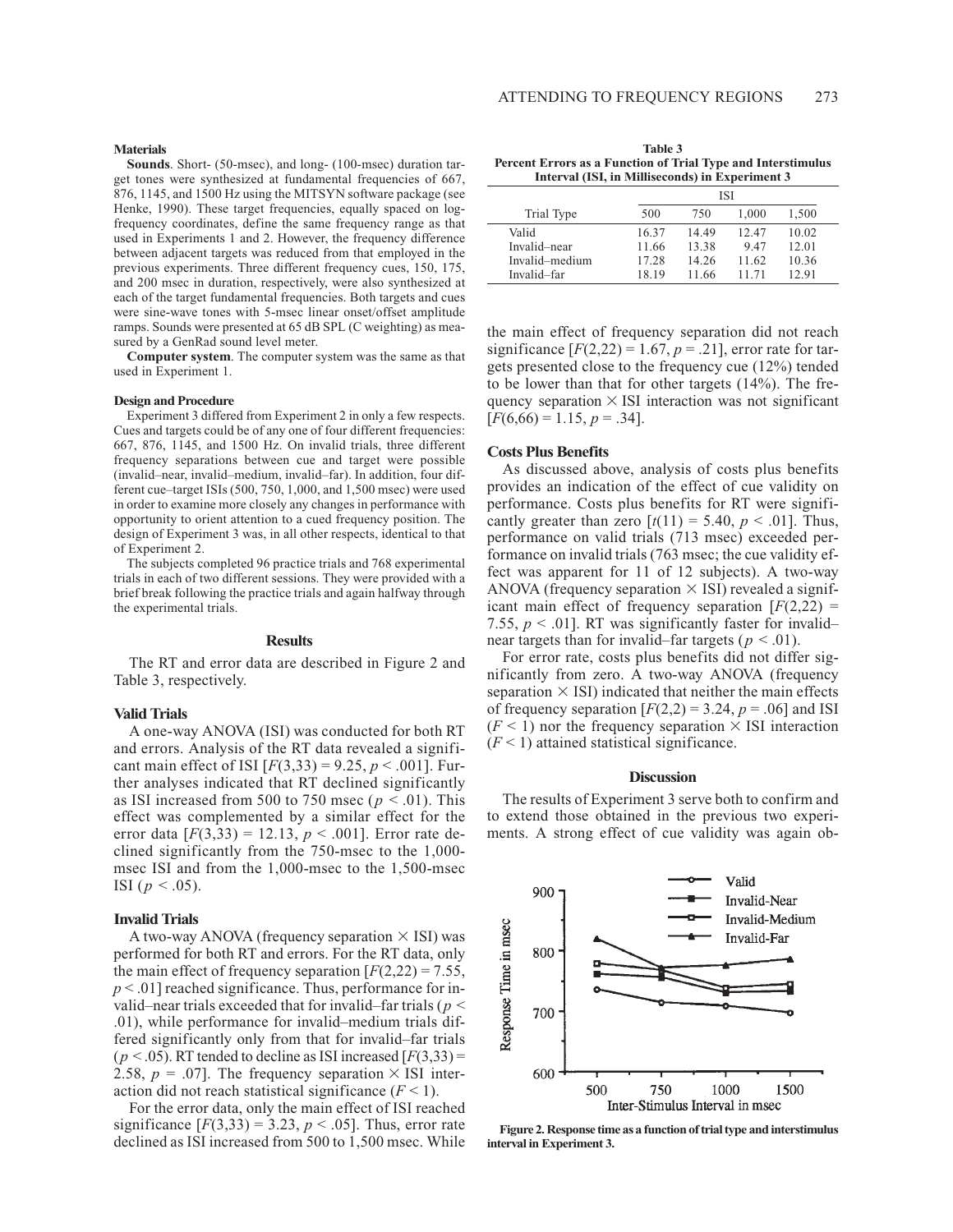### Materials

**Sounds**. Short- (50-msec), and long- (100-msec) duration target tones were synthesized at fundamental frequencies of 667, 876, 1145, and 1500 Hz using the MITSYN software package (see Henke, 1990). These target frequencies, equally spaced on log-frequency coordinates, define the same frequency range as that used in Experiments 1 and 2. However, the frequency difference between adjacent targets was reduced from that employed in the previous experiments. Three different frequency cues, 150, 175, and 200 msec in duration, respectively, were also synthesized at each of the target fundamental frequencies. Both targets and cues were sine-wave tones with 5-msec linear onset/offset amplitude ramps. Sounds were presented at 65 dB SPL (C weighting) as measured by a GenRad sound level meter.

**Computer system**. The computer system was the same as that used in Experiment 1.

### Design and Procedure

Experiment 3 differed from Experiment 2 in only a few respects. Cues and targets could be of any one of four different frequencies: 667, 876, 1145, and 1500 Hz. On invalid trials, three different frequency separations between cue and target were possible (invalid–near, invalid–medium, invalid–far). In addition, four different cue–target ISIs (500, 750, 1,000, and 1,500 msec) were used in order to examine more closely any changes in performance with opportunity to orient attention to a cued frequency position. The design of Experiment 3 was, in all other respects, identical to that of Experiment 2.

The subjects completed 96 practice trials and 768 experimental trials in each of two different sessions. They were provided with a brief break following the practice trials and again halfway through the experimental trials.

## Results

The RT and error data are described in Figure 2 and Table 3, respectively.

### Valid Trials

A one-way ANOVA (ISI) was conducted for both RT and errors. Analysis of the RT data revealed a significant main effect of ISI [$F(3,33) = 9.25$, $p < .001$]. Further analyses indicated that RT declined significantly as ISI increased from 500 to 750 msec ($p < .01$). This effect was complemented by a similar effect for the error data [$F(3,33) = 12.13$, $p < .001$]. Error rate declined significantly from the 750-msec to the 1,000-msec ISI and from the 1,000-msec to the 1,500-msec ISI ($p < .05$).

### Invalid Trials

A two-way ANOVA (frequency separation × ISI) was performed for both RT and errors. For the RT data, only the main effect of frequency separation [$F(2,22) = 7.55$, $p < .01$] reached significance. Thus, performance for invalid–near trials exceeded that for invalid–far trials ($p < .01$), while performance for invalid–medium trials differed significantly only from that for invalid–far trials ($p < .05$). RT tended to decline as ISI increased [$F(3,33) = 2.58$, $p = .07$]. The frequency separation × ISI interaction did not reach statistical significance ($F < 1$).

For the error data, only the main effect of ISI reached significance [$F(3,33) = 3.23$, $p < .05$]. Thus, error rate declined as ISI increased from 500 to 1,500 msec. While the main effect of frequency separation did not reach significance [$F(2,22) = 1.67$, $p = .21$], error rate for targets presented close to the frequency cue (12%) tended to be lower than that for other targets (14%). The frequency separation × ISI interaction was not significant [$F(6,66) = 1.15$, $p = .34$].

**Table 3**
**Percent Errors as a Function of Trial Type and Interstimulus Interval (ISI, in Milliseconds) in Experiment 3**

| Trial Type | ISI 500 | 750 | 1,000 | 1,500 |
|---|---|---|---|---|
| Valid | 16.37 | 14.49 | 12.47 | 10.02 |
| Invalid–near | 11.66 | 13.38 | 9.47 | 12.01 |
| Invalid–medium | 17.28 | 14.26 | 11.62 | 10.36 |
| Invalid–far | 18.19 | 11.66 | 11.71 | 12.91 |

### Costs Plus Benefits

As discussed above, analysis of costs plus benefits provides an indication of the effect of cue validity on performance. Costs plus benefits for RT were significantly greater than zero [$t(11) = 5.40$, $p < .01$]. Thus, performance on valid trials (713 msec) exceeded performance on invalid trials (763 msec; the cue validity effect was apparent for 11 of 12 subjects). A two-way ANOVA (frequency separation × ISI) revealed a significant main effect of frequency separation [$F(2,22) = 7.55$, $p < .01$]. RT was significantly faster for invalid–near targets than for invalid–far targets ($p < .01$).

For error rate, costs plus benefits did not differ significantly from zero. A two-way ANOVA (frequency separation × ISI) indicated that neither the main effects of frequency separation [$F(2,2) = 3.24$, $p = .06$] and ISI ($F < 1$) nor the frequency separation × ISI interaction ($F < 1$) attained statistical significance.

## Discussion

The results of Experiment 3 serve both to confirm and to extend those obtained in the previous two experiments. A strong effect of cue validity was again ob-

**Figure 2. Response time as a function of trial type and interstimulus interval in Experiment 3.**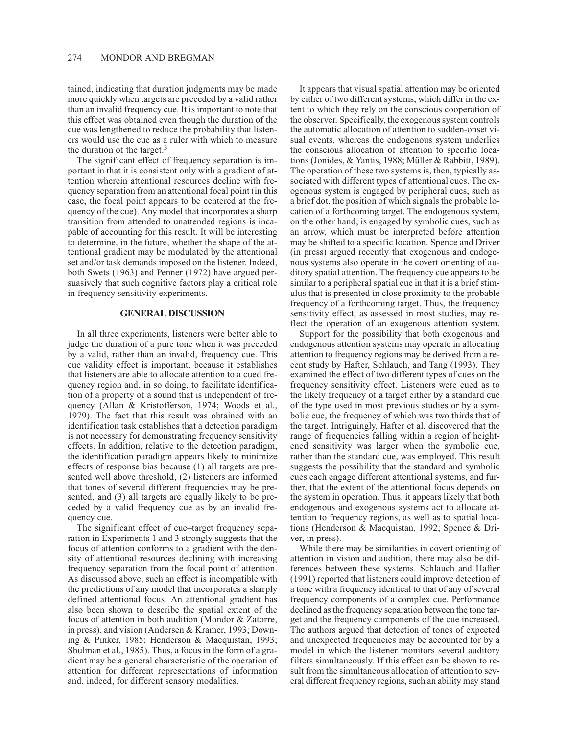tained, indicating that duration judgments may be made more quickly when targets are preceded by a valid rather than an invalid frequency cue. It is important to note that this effect was obtained even though the duration of the cue was lengthened to reduce the probability that listeners would use the cue as a ruler with which to measure the duration of the target.[3]

The significant effect of frequency separation is important in that it is consistent only with a gradient of attention wherein attentional resources decline with frequency separation from an attentional focal point (in this case, the focal point appears to be centered at the frequency of the cue). Any model that incorporates a sharp transition from attended to unattended regions is incapable of accounting for this result. It will be interesting to determine, in the future, whether the shape of the attentional gradient may be modulated by the attentional set and/or task demands imposed on the listener. Indeed, both Swets (1963) and Penner (1972) have argued persuasively that such cognitive factors play a critical role in frequency sensitivity experiments.

## GENERAL DISCUSSION

In all three experiments, listeners were better able to judge the duration of a pure tone when it was preceded by a valid, rather than an invalid, frequency cue. This cue validity effect is important, because it establishes that listeners are able to allocate attention to a cued frequency region and, in so doing, to facilitate identification of a property of a sound that is independent of frequency (Allan & Kristofferson, 1974; Woods et al., 1979). The fact that this result was obtained with an identification task establishes that a detection paradigm is not necessary for demonstrating frequency sensitivity effects. In addition, relative to the detection paradigm, the identification paradigm appears likely to minimize effects of response bias because (1) all targets are presented well above threshold, (2) listeners are informed that tones of several different frequencies may be presented, and (3) all targets are equally likely to be preceded by a valid frequency cue as by an invalid frequency cue.

The significant effect of cue–target frequency separation in Experiments 1 and 3 strongly suggests that the focus of attention conforms to a gradient with the density of attentional resources declining with increasing frequency separation from the focal point of attention. As discussed above, such an effect is incompatible with the predictions of any model that incorporates a sharply defined attentional focus. An attentional gradient has also been shown to describe the spatial extent of the focus of attention in both audition (Mondor & Zatorre, in press), and vision (Andersen & Kramer, 1993; Downing & Pinker, 1985; Henderson & Macquistan, 1993; Shulman et al., 1985). Thus, a focus in the form of a gradient may be a general characteristic of the operation of attention for different representations of information and, indeed, for different sensory modalities.

It appears that visual spatial attention may be oriented by either of two different systems, which differ in the extent to which they rely on the conscious cooperation of the observer. Specifically, the exogenous system controls the automatic allocation of attention to sudden-onset visual events, whereas the endogenous system underlies the conscious allocation of attention to specific locations (Jonides, & Yantis, 1988; Müller & Rabbitt, 1989). The operation of these two systems is, then, typically associated with different types of attentional cues. The exogenous system is engaged by peripheral cues, such as a brief dot, the position of which signals the probable location of a forthcoming target. The endogenous system, on the other hand, is engaged by symbolic cues, such as an arrow, which must be interpreted before attention may be shifted to a specific location. Spence and Driver (in press) argued recently that exogenous and endogenous systems also operate in the covert orienting of auditory spatial attention. The frequency cue appears to be similar to a peripheral spatial cue in that it is a brief stimulus that is presented in close proximity to the probable frequency of a forthcoming target. Thus, the frequency sensitivity effect, as assessed in most studies, may reflect the operation of an exogenous attention system.

Support for the possibility that both exogenous and endogenous attention systems may operate in allocating attention to frequency regions may be derived from a recent study by Hafter, Schlauch, and Tang (1993). They examined the effect of two different types of cues on the frequency sensitivity effect. Listeners were cued as to the likely frequency of a target either by a standard cue of the type used in most previous studies or by a symbolic cue, the frequency of which was two thirds that of the target. Intriguingly, Hafter et al. discovered that the range of frequencies falling within a region of heightened sensitivity was larger when the symbolic cue, rather than the standard cue, was employed. This result suggests the possibility that the standard and symbolic cues each engage different attentional systems, and further, that the extent of the attentional focus depends on the system in operation. Thus, it appears likely that both endogenous and exogenous systems act to allocate attention to frequency regions, as well as to spatial locations (Henderson & Macquistan, 1992; Spence & Driver, in press).

While there may be similarities in covert orienting of attention in vision and audition, there may also be differences between these systems. Schlauch and Hafter (1991) reported that listeners could improve detection of a tone with a frequency identical to that of any of several frequency components of a complex cue. Performance declined as the frequency separation between the tone target and the frequency components of the cue increased. The authors argued that detection of tones of expected and unexpected frequencies may be accounted for by a model in which the listener monitors several auditory filters simultaneously. If this effect can be shown to result from the simultaneous allocation of attention to several different frequency regions, such an ability may stand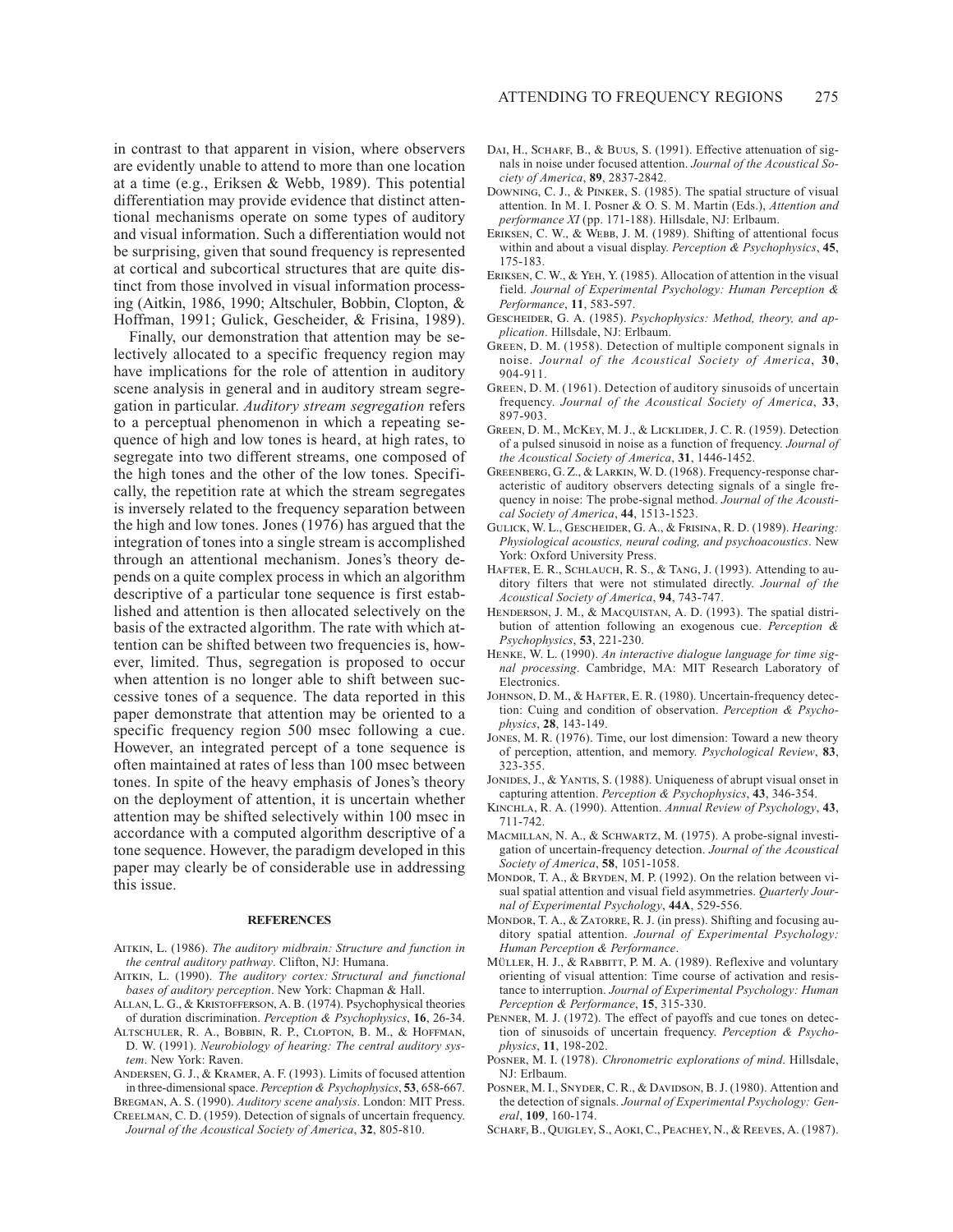in contrast to that apparent in vision, where observers are evidently unable to attend to more than one location at a time (e.g., Eriksen & Webb, 1989). This potential differentiation may provide evidence that distinct attentional mechanisms operate on some types of auditory and visual information. Such a differentiation would not be surprising, given that sound frequency is represented at cortical and subcortical structures that are quite distinct from those involved in visual information processing (Aitkin, 1986, 1990; Altschuler, Bobbin, Clopton, & Hoffman, 1991; Gulick, Gescheider, & Frisina, 1989).

Finally, our demonstration that attention may be selectively allocated to a specific frequency region may have implications for the role of attention in auditory scene analysis in general and in auditory stream segregation in particular. *Auditory stream segregation* refers to a perceptual phenomenon in which a repeating sequence of high and low tones is heard, at high rates, to segregate into two different streams, one composed of the high tones and the other of the low tones. Specifically, the repetition rate at which the stream segregates is inversely related to the frequency separation between the high and low tones. Jones (1976) has argued that the integration of tones into a single stream is accomplished through an attentional mechanism. Jones's theory depends on a quite complex process in which an algorithm descriptive of a particular tone sequence is first established and attention is then allocated selectively on the basis of the extracted algorithm. The rate with which attention can be shifted between two frequencies is, however, limited. Thus, segregation is proposed to occur when attention is no longer able to shift between successive tones of a sequence. The data reported in this paper demonstrate that attention may be oriented to a specific frequency region 500 msec following a cue. However, an integrated percept of a tone sequence is often maintained at rates of less than 100 msec between tones. In spite of the heavy emphasis of Jones's theory on the deployment of attention, it is uncertain whether attention may be shifted selectively within 100 msec in accordance with a computed algorithm descriptive of a tone sequence. However, the paradigm developed in this paper may clearly be of considerable use in addressing this issue.

## REFERENCES

Aitkin, L. (1986). *The auditory midbrain: Structure and function in the central auditory pathway*. Clifton, NJ: Humana.

Aitkin, L. (1990). *The auditory cortex: Structural and functional bases of auditory perception*. New York: Chapman & Hall.

Allan, L. G., & Kristofferson, A. B. (1974). Psychophysical theories of duration discrimination. *Perception & Psychophysics*, **16**, 26-34.

Altschuler, R. A., Bobbin, R. P., Clopton, B. M., & Hoffman, D. W. (1991). *Neurobiology of hearing: The central auditory system*. New York: Raven.

Andersen, G. J., & Kramer, A. F. (1993). Limits of focused attention in three-dimensional space. *Perception & Psychophysics*, **53**, 658-667.

Bregman, A. S. (1990). *Auditory scene analysis*. London: MIT Press.

Creelman, C. D. (1959). Detection of signals of uncertain frequency. *Journal of the Acoustical Society of America*, **32**, 805-810.

Dai, H., Scharf, B., & Buus, S. (1991). Effective attenuation of signals in noise under focused attention. *Journal of the Acoustical Society of America*, **89**, 2837-2842.

Downing, C. J., & Pinker, S. (1985). The spatial structure of visual attention. In M. I. Posner & O. S. M. Martin (Eds.), *Attention and performance XI* (pp. 171-188). Hillsdale, NJ: Erlbaum.

Eriksen, C. W., & Webb, J. M. (1989). Shifting of attentional focus within and about a visual display. *Perception & Psychophysics*, **45**, 175-183.

Eriksen, C. W., & Yeh, Y. (1985). Allocation of attention in the visual field. *Journal of Experimental Psychology: Human Perception & Performance*, **11**, 583-597.

Gescheider, G. A. (1985). *Psychophysics: Method, theory, and application*. Hillsdale, NJ: Erlbaum.

Green, D. M. (1958). Detection of multiple component signals in noise. *Journal of the Acoustical Society of America*, **30**, 904-911.

Green, D. M. (1961). Detection of auditory sinusoids of uncertain frequency. *Journal of the Acoustical Society of America*, **33**, 897-903.

Green, D. M., McKey, M. J., & Licklider, J. C. R. (1959). Detection of a pulsed sinusoid in noise as a function of frequency. *Journal of the Acoustical Society of America*, **31**, 1446-1452.

Greenberg, G. Z., & Larkin, W. D. (1968). Frequency-response characteristic of auditory observers detecting signals of a single frequency in noise: The probe-signal method. *Journal of the Acoustical Society of America*, **44**, 1513-1523.

Gulick, W. L., Gescheider, G. A., & Frisina, R. D. (1989). *Hearing: Physiological acoustics, neural coding, and psychoacoustics*. New York: Oxford University Press.

Hafter, E. R., Schlauch, R. S., & Tang, J. (1993). Attending to auditory filters that were not stimulated directly. *Journal of the Acoustical Society of America*, **94**, 743-747.

Henderson, J. M., & Macquistan, A. D. (1993). The spatial distribution of attention following an exogenous cue. *Perception & Psychophysics*, **53**, 221-230.

Henke, W. L. (1990). *An interactive dialogue language for time signal processing*. Cambridge, MA: MIT Research Laboratory of Electronics.

Johnson, D. M., & Hafter, E. R. (1980). Uncertain-frequency detection: Cuing and condition of observation. *Perception & Psychophysics*, **28**, 143-149.

Jones, M. R. (1976). Time, our lost dimension: Toward a new theory of perception, attention, and memory. *Psychological Review*, **83**, 323-355.

Jonides, J., & Yantis, S. (1988). Uniqueness of abrupt visual onset in capturing attention. *Perception & Psychophysics*, **43**, 346-354.

Kinchla, R. A. (1990). Attention. *Annual Review of Psychology*, **43**, 711-742.

Macmillan, N. A., & Schwartz, M. (1975). A probe-signal investigation of uncertain-frequency detection. *Journal of the Acoustical Society of America*, **58**, 1051-1058.

Mondor, T. A., & Bryden, M. P. (1992). On the relation between visual spatial attention and visual field asymmetries. *Quarterly Journal of Experimental Psychology*, **44A**, 529-556.

Mondor, T. A., & Zatorre, R. J. (in press). Shifting and focusing auditory spatial attention. *Journal of Experimental Psychology: Human Perception & Performance*.

Müller, H. J., & Rabbitt, P. M. A. (1989). Reflexive and voluntary orienting of visual attention: Time course of activation and resistance to interruption. *Journal of Experimental Psychology: Human Perception & Performance*, **15**, 315-330.

Penner, M. J. (1972). The effect of payoffs and cue tones on detection of sinusoids of uncertain frequency. *Perception & Psychophysics*, **11**, 198-202.

Posner, M. I. (1978). *Chronometric explorations of mind*. Hillsdale, NJ: Erlbaum.

Posner, M. I., Snyder, C. R., & Davidson, B. J. (1980). Attention and the detection of signals. *Journal of Experimental Psychology: General*, **109**, 160-174.

Scharf, B., Quigley, S., Aoki, C., Peachey, N., & Reeves, A. (1987).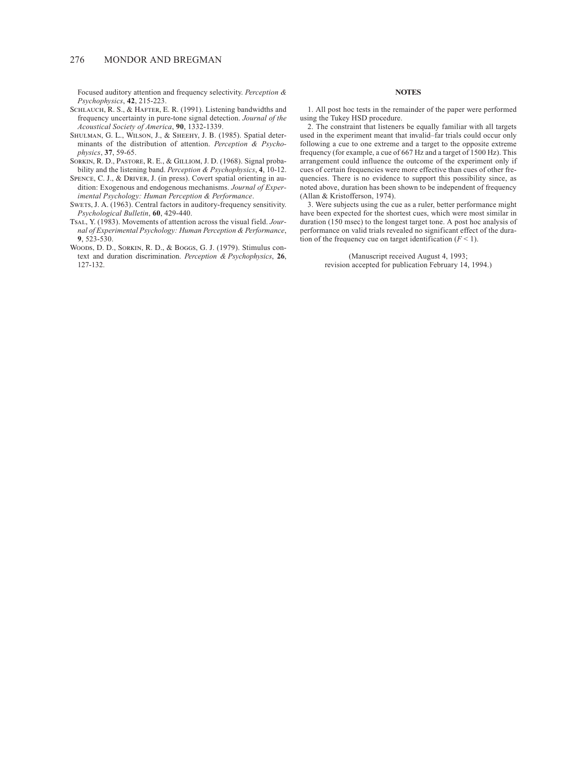Focused auditory attention and frequency selectivity. *Perception & Psychophysics*, **42**, 215-223.

Schlauch, R. S., & Hafter, E. R. (1991). Listening bandwidths and frequency uncertainty in pure-tone signal detection. *Journal of the Acoustical Society of America*, **90**, 1332-1339.

Shulman, G. L., Wilson, J., & Sheehy, J. B. (1985). Spatial determinants of the distribution of attention. *Perception & Psychophysics*, **37**, 59-65.

Sorkin, R. D., Pastore, R. E., & Gilliom, J. D. (1968). Signal probability and the listening band. *Perception & Psychophysics*, **4**, 10-12.

Spence, C. J., & Driver, J. (in press). Covert spatial orienting in audition: Exogenous and endogenous mechanisms. *Journal of Experimental Psychology: Human Perception & Performance*.

Swets, J. A. (1963). Central factors in auditory-frequency sensitivity. *Psychological Bulletin*, **60**, 429-440.

Tsal, Y. (1983). Movements of attention across the visual field. *Journal of Experimental Psychology: Human Perception & Performance*, **9**, 523-530.

Woods, D. D., Sorkin, R. D., & Boggs, G. J. (1979). Stimulus context and duration discrimination. *Perception & Psychophysics*, **26**, 127-132.

## NOTES

1. All post hoc tests in the remainder of the paper were performed using the Tukey HSD procedure.

2. The constraint that listeners be equally familiar with all targets used in the experiment meant that invalid–far trials could occur only following a cue to one extreme and a target to the opposite extreme frequency (for example, a cue of 667 Hz and a target of 1500 Hz). This arrangement could influence the outcome of the experiment only if cues of certain frequencies were more effective than cues of other frequencies. There is no evidence to support this possibility since, as noted above, duration has been shown to be independent of frequency (Allan & Kristofferson, 1974).

3. Were subjects using the cue as a ruler, better performance might have been expected for the shortest cues, which were most similar in duration (150 msec) to the longest target tone. A post hoc analysis of performance on valid trials revealed no significant effect of the duration of the frequency cue on target identification ($F < 1$).

(Manuscript received August 4, 1993;
revision accepted for publication February 14, 1994.)